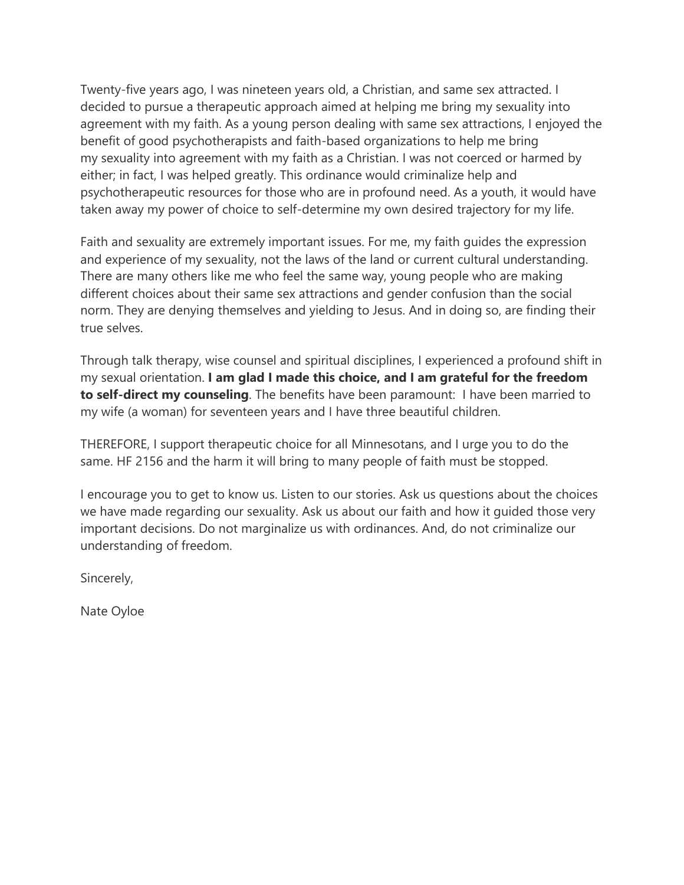Twenty-five years ago, I was nineteen years old, a Christian, and same sex attracted. I decided to pursue a therapeutic approach aimed at helping me bring my sexuality into agreement with my faith. As a young person dealing with same sex attractions, I enjoyed the benefit of good psychotherapists and faith-based organizations to help me bring my sexuality into agreement with my faith as a Christian. I was not coerced or harmed by either; in fact, I was helped greatly. This ordinance would criminalize help and psychotherapeutic resources for those who are in profound need. As a youth, it would have taken away my power of choice to self-determine my own desired trajectory for my life.

Faith and sexuality are extremely important issues. For me, my faith guides the expression and experience of my sexuality, not the laws of the land or current cultural understanding. There are many others like me who feel the same way, young people who are making different choices about their same sex attractions and gender confusion than the social norm. They are denying themselves and yielding to Jesus. And in doing so, are finding their true selves.

Through talk therapy, wise counsel and spiritual disciplines, I experienced a profound shift in my sexual orientation. **I am glad I made this choice, and I am grateful for the freedom to self-direct my counseling**. The benefits have been paramount: I have been married to my wife (a woman) for seventeen years and I have three beautiful children.

THEREFORE, I support therapeutic choice for all Minnesotans, and I urge you to do the same. HF 2156 and the harm it will bring to many people of faith must be stopped.

I encourage you to get to know us. Listen to our stories. Ask us questions about the choices we have made regarding our sexuality. Ask us about our faith and how it guided those very important decisions. Do not marginalize us with ordinances. And, do not criminalize our understanding of freedom.

Sincerely,

Nate Oyloe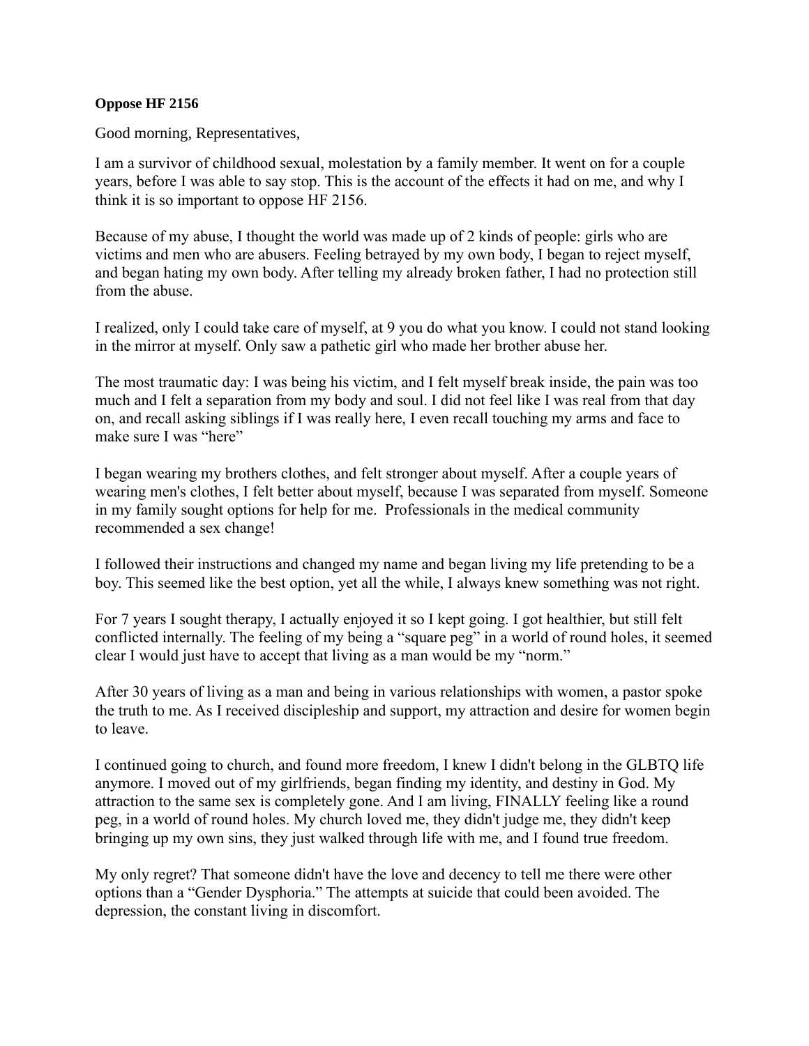**Oppose HF 2156**

Good morning, Representatives,

I am a survivor of childhood sexual, molestation by a family member. It went on for a couple years, before I was able to say stop. This is the account of the effects it had on me, and why I think it is so important to oppose HF 2156.

Because of my abuse, I thought the world was made up of 2 kinds of people: girls who are victims and men who are abusers. Feeling betrayed by my own body, I began to reject myself, and began hating my own body. After telling my already broken father, I had no protection still from the abuse.

I realized, only I could take care of myself, at 9 you do what you know. I could not stand looking in the mirror at myself. Only saw a pathetic girl who made her brother abuse her.

The most traumatic day: I was being his victim, and I felt myself break inside, the pain was too much and I felt a separation from my body and soul. I did not feel like I was real from that day on, and recall asking siblings if I was really here, I even recall touching my arms and face to make sure I was "here"

I began wearing my brothers clothes, and felt stronger about myself. After a couple years of wearing men's clothes, I felt better about myself, because I was separated from myself. Someone in my family sought options for help for me.  Professionals in the medical community recommended a sex change!

I followed their instructions and changed my name and began living my life pretending to be a boy. This seemed like the best option, yet all the while, I always knew something was not right.

For 7 years I sought therapy, I actually enjoyed it so I kept going. I got healthier, but still felt conflicted internally. The feeling of my being a "square peg" in a world of round holes, it seemed clear I would just have to accept that living as a man would be my "norm."

After 30 years of living as a man and being in various relationships with women, a pastor spoke the truth to me. As I received discipleship and support, my attraction and desire for women begin to leave.

I continued going to church, and found more freedom, I knew I didn't belong in the GLBTQ life anymore. I moved out of my girlfriends, began finding my identity, and destiny in God. My attraction to the same sex is completely gone. And I am living, FINALLY feeling like a round peg, in a world of round holes. My church loved me, they didn't judge me, they didn't keep bringing up my own sins, they just walked through life with me, and I found true freedom.

My only regret? That someone didn't have the love and decency to tell me there were other options than a "Gender Dysphoria." The attempts at suicide that could been avoided. The depression, the constant living in discomfort.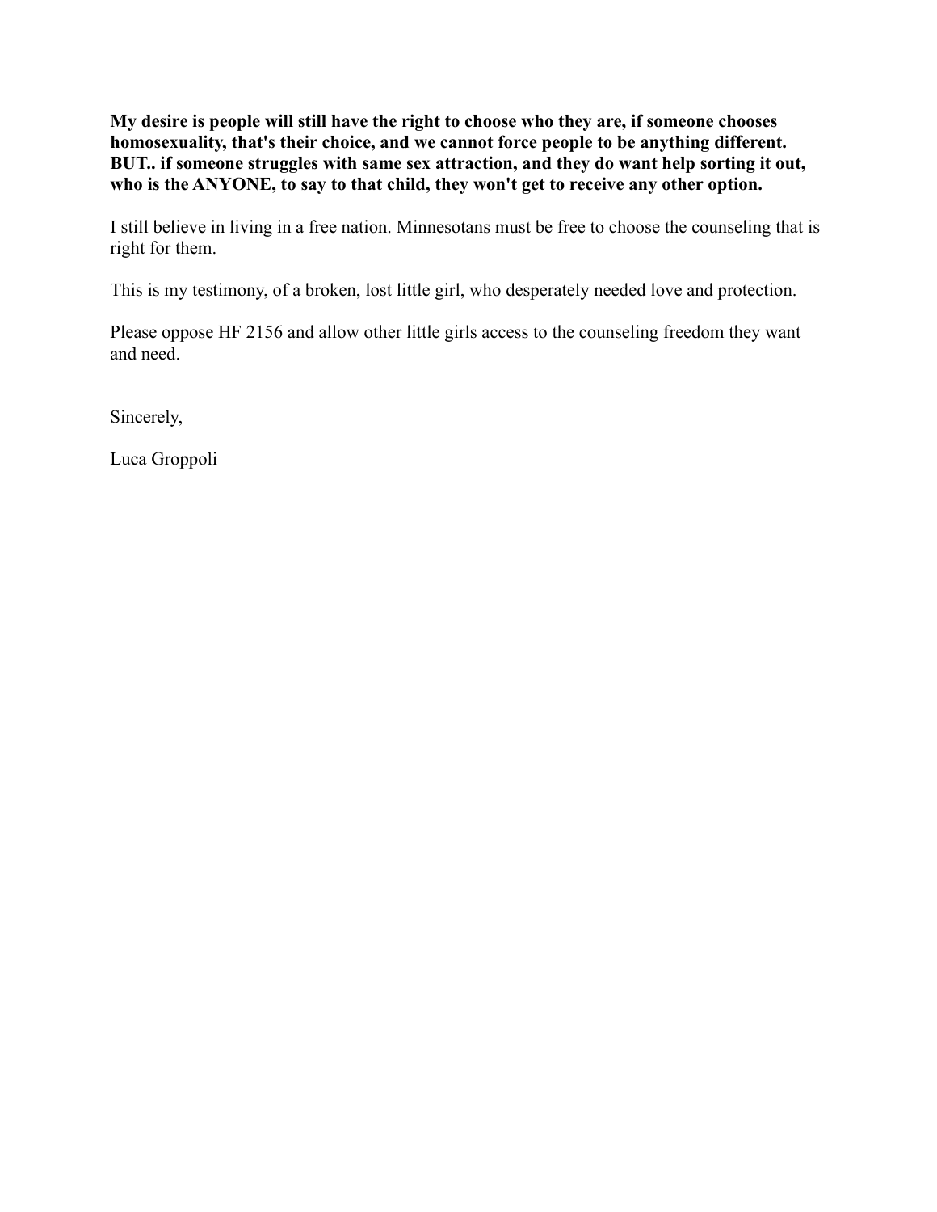**My desire is people will still have the right to choose who they are, if someone chooses homosexuality, that's their choice, and we cannot force people to be anything different. BUT.. if someone struggles with same sex attraction, and they do want help sorting it out, who is the ANYONE, to say to that child, they won't get to receive any other option.**

I still believe in living in a free nation. Minnesotans must be free to choose the counseling that is right for them.

This is my testimony, of a broken, lost little girl, who desperately needed love and protection.

Please oppose HF 2156 and allow other little girls access to the counseling freedom they want and need.

Sincerely,

Luca Groppoli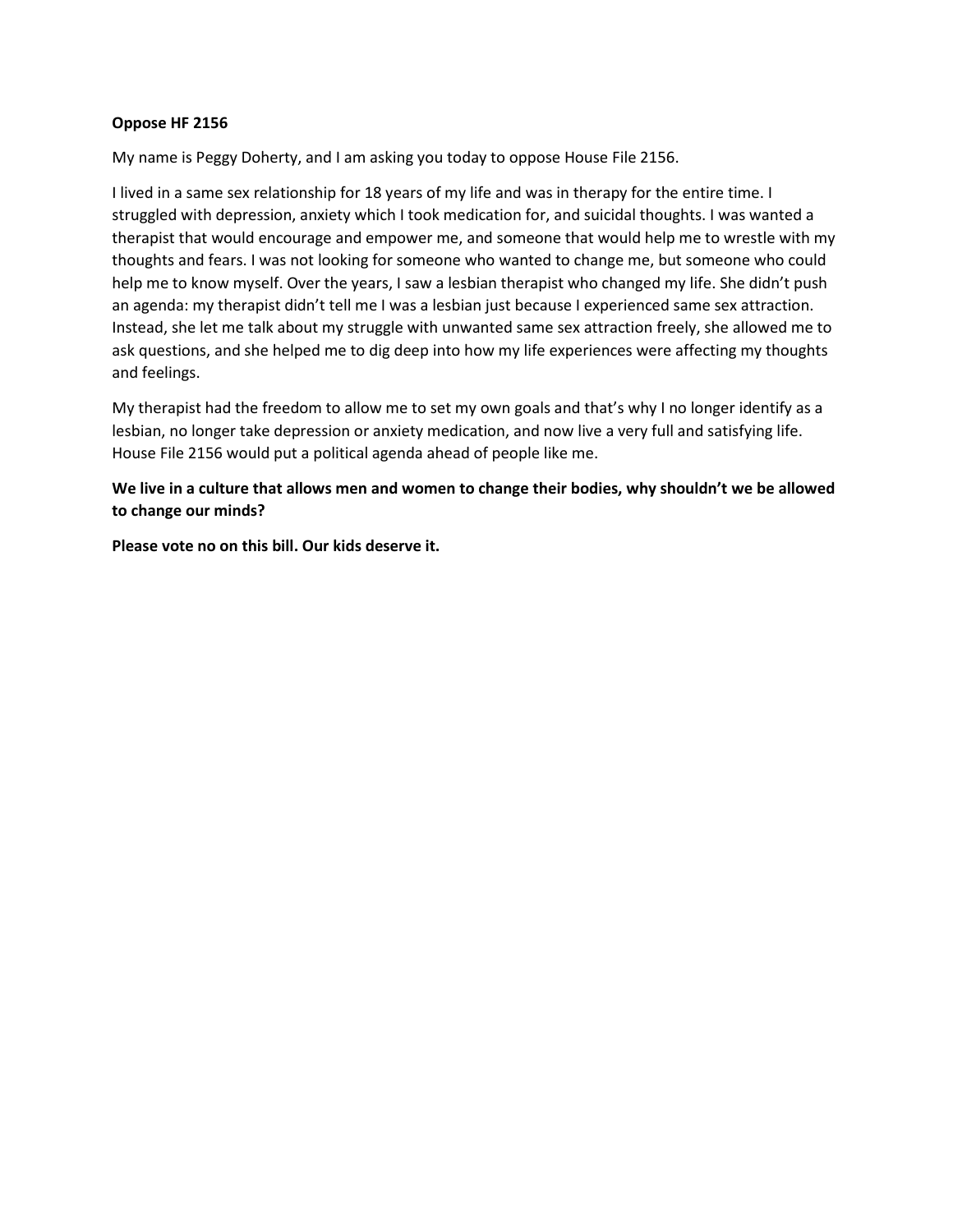**Oppose HF 2156**

My name is Peggy Doherty, and I am asking you today to oppose House File 2156.

I lived in a same sex relationship for 18 years of my life and was in therapy for the entire time. I struggled with depression, anxiety which I took medication for, and suicidal thoughts. I was wanted a therapist that would encourage and empower me, and someone that would help me to wrestle with my thoughts and fears. I was not looking for someone who wanted to change me, but someone who could help me to know myself. Over the years, I saw a lesbian therapist who changed my life. She didn't push an agenda: my therapist didn't tell me I was a lesbian just because I experienced same sex attraction. Instead, she let me talk about my struggle with unwanted same sex attraction freely, she allowed me to ask questions, and she helped me to dig deep into how my life experiences were affecting my thoughts and feelings.

My therapist had the freedom to allow me to set my own goals and that's why I no longer identify as a lesbian, no longer take depression or anxiety medication, and now live a very full and satisfying life. House File 2156 would put a political agenda ahead of people like me.

**We live in a culture that allows men and women to change their bodies, why shouldn't we be allowed to change our minds?**

**Please vote no on this bill. Our kids deserve it.**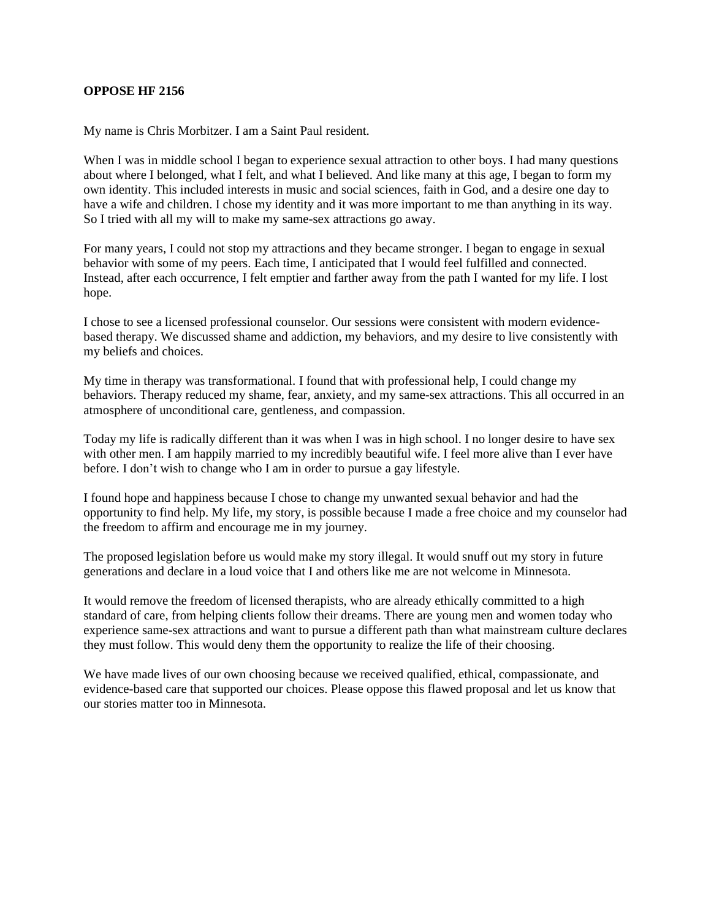**OPPOSE HF 2156**

My name is Chris Morbitzer. I am a Saint Paul resident.

When I was in middle school I began to experience sexual attraction to other boys. I had many questions about where I belonged, what I felt, and what I believed. And like many at this age, I began to form my own identity. This included interests in music and social sciences, faith in God, and a desire one day to have a wife and children. I chose my identity and it was more important to me than anything in its way. So I tried with all my will to make my same-sex attractions go away.

For many years, I could not stop my attractions and they became stronger. I began to engage in sexual behavior with some of my peers. Each time, I anticipated that I would feel fulfilled and connected. Instead, after each occurrence, I felt emptier and farther away from the path I wanted for my life. I lost hope.

I chose to see a licensed professional counselor. Our sessions were consistent with modern evidence-based therapy. We discussed shame and addiction, my behaviors, and my desire to live consistently with my beliefs and choices.

My time in therapy was transformational. I found that with professional help, I could change my behaviors. Therapy reduced my shame, fear, anxiety, and my same-sex attractions. This all occurred in an atmosphere of unconditional care, gentleness, and compassion.

Today my life is radically different than it was when I was in high school. I no longer desire to have sex with other men. I am happily married to my incredibly beautiful wife. I feel more alive than I ever have before. I don't wish to change who I am in order to pursue a gay lifestyle.

I found hope and happiness because I chose to change my unwanted sexual behavior and had the opportunity to find help. My life, my story, is possible because I made a free choice and my counselor had the freedom to affirm and encourage me in my journey.

The proposed legislation before us would make my story illegal. It would snuff out my story in future generations and declare in a loud voice that I and others like me are not welcome in Minnesota.

It would remove the freedom of licensed therapists, who are already ethically committed to a high standard of care, from helping clients follow their dreams. There are young men and women today who experience same-sex attractions and want to pursue a different path than what mainstream culture declares they must follow. This would deny them the opportunity to realize the life of their choosing.

We have made lives of our own choosing because we received qualified, ethical, compassionate, and evidence-based care that supported our choices. Please oppose this flawed proposal and let us know that our stories matter too in Minnesota.